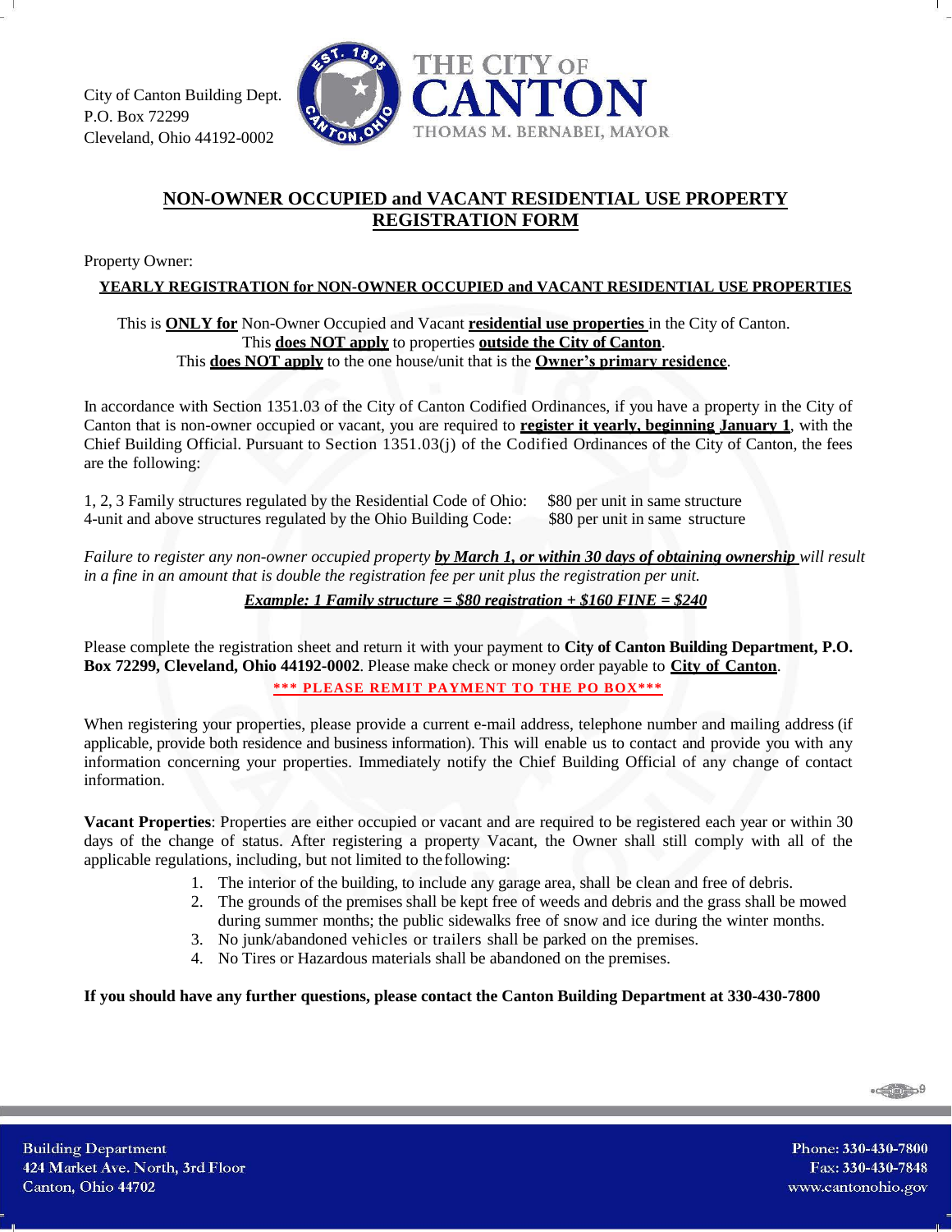City of Canton Building Dept.
P.O. Box 72299
Cleveland, Ohio 44192-0002

THE CITY OF CANTON
THOMAS M. BERNABEI, MAYOR

# NON-OWNER OCCUPIED and VACANT RESIDENTIAL USE PROPERTY REGISTRATION FORM

Property Owner:

**YEARLY REGISTRATION for NON-OWNER OCCUPIED and VACANT RESIDENTIAL USE PROPERTIES**

This is **ONLY for** Non-Owner Occupied and Vacant **residential use properties** in the City of Canton.
This **does NOT apply** to properties **outside the City of Canton**.
This **does NOT apply** to the one house/unit that is the **Owner's primary residence**.

In accordance with Section 1351.03 of the City of Canton Codified Ordinances, if you have a property in the City of Canton that is non-owner occupied or vacant, you are required to **register it yearly, beginning January 1**, with the Chief Building Official. Pursuant to Section 1351.03(j) of the Codified Ordinances of the City of Canton, the fees are the following:

1, 2, 3 Family structures regulated by the Residential Code of Ohio: $80 per unit in same structure
4-unit and above structures regulated by the Ohio Building Code: $80 per unit in same structure

*Failure to register any non-owner occupied property **by March 1, or within 30 days of obtaining ownership** will result in a fine in an amount that is double the registration fee per unit plus the registration per unit.*

***Example: 1 Family structure = $80 registration + $160 FINE = $240***

Please complete the registration sheet and return it with your payment to **City of Canton Building Department, P.O. Box 72299, Cleveland, Ohio 44192-0002**. Please make check or money order payable to **City of Canton**.

**\*\*\* PLEASE REMIT PAYMENT TO THE PO BOX\*\*\***

When registering your properties, please provide a current e-mail address, telephone number and mailing address (if applicable, provide both residence and business information). This will enable us to contact and provide you with any information concerning your properties. Immediately notify the Chief Building Official of any change of contact information.

**Vacant Properties**: Properties are either occupied or vacant and are required to be registered each year or within 30 days of the change of status. After registering a property Vacant, the Owner shall still comply with all of the applicable regulations, including, but not limited to the following:

1. The interior of the building, to include any garage area, shall be clean and free of debris.
2. The grounds of the premises shall be kept free of weeds and debris and the grass shall be mowed during summer months; the public sidewalks free of snow and ice during the winter months.
3. No junk/abandoned vehicles or trailers shall be parked on the premises.
4. No Tires or Hazardous materials shall be abandoned on the premises.

**If you should have any further questions, please contact the Canton Building Department at 330-430-7800**

Building Department
424 Market Ave. North, 3rd Floor
Canton, Ohio 44702

Phone: 330-430-7800
Fax: 330-430-7848
www.cantonohio.gov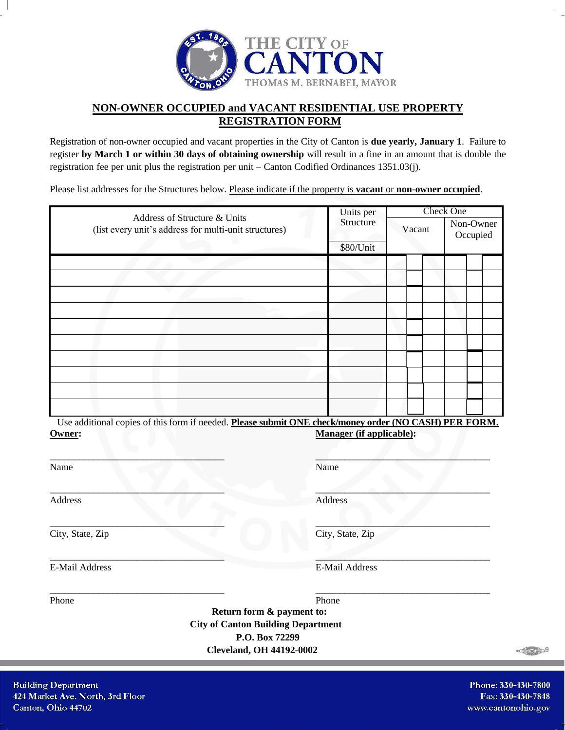THE CITY OF CANTON
THOMAS M. BERNABEI, MAYOR

## NON-OWNER OCCUPIED and VACANT RESIDENTIAL USE PROPERTY REGISTRATION FORM

Registration of non-owner occupied and vacant properties in the City of Canton is **due yearly, January 1**. Failure to register **by March 1 or within 30 days of obtaining ownership** will result in a fine in an amount that is double the registration fee per unit plus the registration per unit – Canton Codified Ordinances 1351.03(j).

Please list addresses for the Structures below. Please indicate if the property is **vacant** or **non-owner occupied**.

| Address of Structure & Units (list every unit's address for multi-unit structures) | Units per Structure $80/Unit | Check One: Vacant | Check One: Non-Owner Occupied |
|---|---|---|---|
| | | | |
| | | | |
| | | | |
| | | | |
| | | | |
| | | | |
| | | | |
| | | | |
| | | | |
| | | | |

Use additional copies of this form if needed. **Please submit ONE check/money order (NO CASH) PER FORM.**

**Owner:**

___________________________________
Name

___________________________________
Address

___________________________________
City, State, Zip

___________________________________
E-Mail Address

___________________________________
Phone

**Manager (if applicable):**

___________________________________
Name

___________________________________
Address

___________________________________
City, State, Zip

___________________________________
E-Mail Address

___________________________________
Phone

**Return form & payment to:**
**City of Canton Building Department**
**P.O. Box 72299**
**Cleveland, OH 44192-0002**

Building Department
424 Market Ave. North, 3rd Floor
Canton, Ohio 44702

Phone: 330-430-7800
Fax: 330-430-7848
www.cantonohio.gov